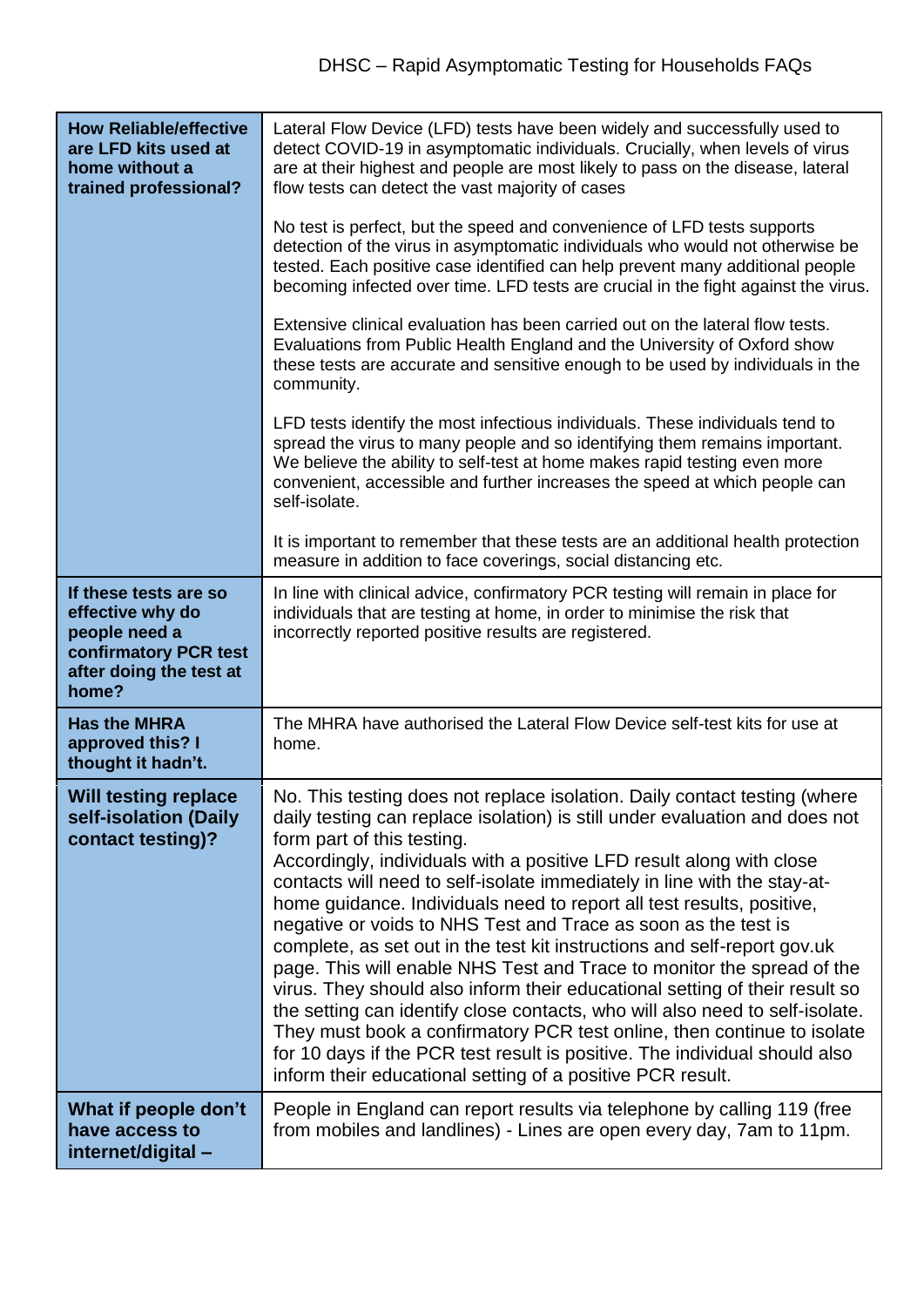| How Reliable/effective are LFD kits used at home without a trained professional? | Lateral Flow Device (LFD) tests have been widely and successfully used to detect COVID-19 in asymptomatic individuals. Crucially, when levels of virus are at their highest and people are most likely to pass on the disease, lateral flow tests can detect the vast majority of cases<br><br>No test is perfect, but the speed and convenience of LFD tests supports detection of the virus in asymptomatic individuals who would not otherwise be tested. Each positive case identified can help prevent many additional people becoming infected over time. LFD tests are crucial in the fight against the virus.<br><br>Extensive clinical evaluation has been carried out on the lateral flow tests. Evaluations from Public Health England and the University of Oxford show these tests are accurate and sensitive enough to be used by individuals in the community.<br><br>LFD tests identify the most infectious individuals. These individuals tend to spread the virus to many people and so identifying them remains important. We believe the ability to self-test at home makes rapid testing even more convenient, accessible and further increases the speed at which people can self-isolate.<br><br>It is important to remember that these tests are an additional health protection measure in addition to face coverings, social distancing etc. |
|---|---|
| **If these tests are so effective why do people need a confirmatory PCR test after doing the test at home?** | In line with clinical advice, confirmatory PCR testing will remain in place for individuals that are testing at home, in order to minimise the risk that incorrectly reported positive results are registered. |
| **Has the MHRA approved this? I thought it hadn't.** | The MHRA have authorised the Lateral Flow Device self-test kits for use at home. |
| **Will testing replace self-isolation (Daily contact testing)?** | No. This testing does not replace isolation. Daily contact testing (where daily testing can replace isolation) is still under evaluation and does not form part of this testing.<br>Accordingly, individuals with a positive LFD result along with close contacts will need to self-isolate immediately in line with the stay-at-home guidance. Individuals need to report all test results, positive, negative or voids to NHS Test and Trace as soon as the test is complete, as set out in the test kit instructions and self-report gov.uk page. This will enable NHS Test and Trace to monitor the spread of the virus. They should also inform their educational setting of their result so the setting can identify close contacts, who will also need to self-isolate. They must book a confirmatory PCR test online, then continue to isolate for 10 days if the PCR test result is positive. The individual should also inform their educational setting of a positive PCR result. |
| **What if people don't have access to internet/digital –** | People in England can report results via telephone by calling 119 (free from mobiles and landlines) - Lines are open every day, 7am to 11pm. |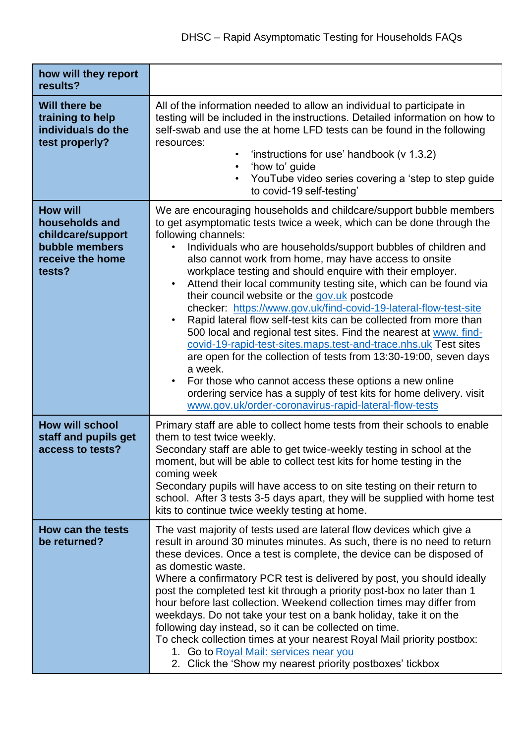| how will they report results? | |
|---|---|
| **Will there be training to help individuals do the test properly?** | All of the information needed to allow an individual to participate in testing will be included in the instructions. Detailed information on how to self-swab and use the at home LFD tests can be found in the following resources:<br>• 'instructions for use' handbook (v 1.3.2)<br>• 'how to' guide<br>• YouTube video series covering a 'step to step guide to covid-19 self-testing' |
| **How will households and childcare/support bubble members receive the home tests?** | We are encouraging households and childcare/support bubble members to get asymptomatic tests twice a week, which can be done through the following channels:<br>• Individuals who are households/support bubbles of children and also cannot work from home, may have access to onsite workplace testing and should enquire with their employer.<br>• Attend their local community testing site, which can be found via their council website or the [gov.uk](https://www.gov.uk) postcode checker: [https://www.gov.uk/find-covid-19-lateral-flow-test-site](https://www.gov.uk/find-covid-19-lateral-flow-test-site)<br>• Rapid lateral flow self-test kits can be collected from more than 500 local and regional test sites. Find the nearest at [www. find-covid-19-rapid-test-sites.maps.test-and-trace.nhs.uk](https://find-covid-19-rapid-test-sites.maps.test-and-trace.nhs.uk) Test sites are open for the collection of tests from 13:30-19:00, seven days a week.<br>• For those who cannot access these options a new online ordering service has a supply of test kits for home delivery. visit [www.gov.uk/order-coronavirus-rapid-lateral-flow-tests](https://www.gov.uk/order-coronavirus-rapid-lateral-flow-tests) |
| **How will school staff and pupils get access to tests?** | Primary staff are able to collect home tests from their schools to enable them to test twice weekly.<br>Secondary staff are able to get twice-weekly testing in school at the moment, but will be able to collect test kits for home testing in the coming week<br>Secondary pupils will have access to on site testing on their return to school. After 3 tests 3-5 days apart, they will be supplied with home test kits to continue twice weekly testing at home. |
| **How can the tests be returned?** | The vast majority of tests used are lateral flow devices which give a result in around 30 minutes minutes. As such, there is no need to return these devices. Once a test is complete, the device can be disposed of as domestic waste.<br>Where a confirmatory PCR test is delivered by post, you should ideally post the completed test kit through a priority post-box no later than 1 hour before last collection. Weekend collection times may differ from weekdays. Do not take your test on a bank holiday, take it on the following day instead, so it can be collected on time.<br>To check collection times at your nearest Royal Mail priority postbox:<br>1. Go to Royal Mail: services near you<br>2. Click the 'Show my nearest priority postboxes' tickbox |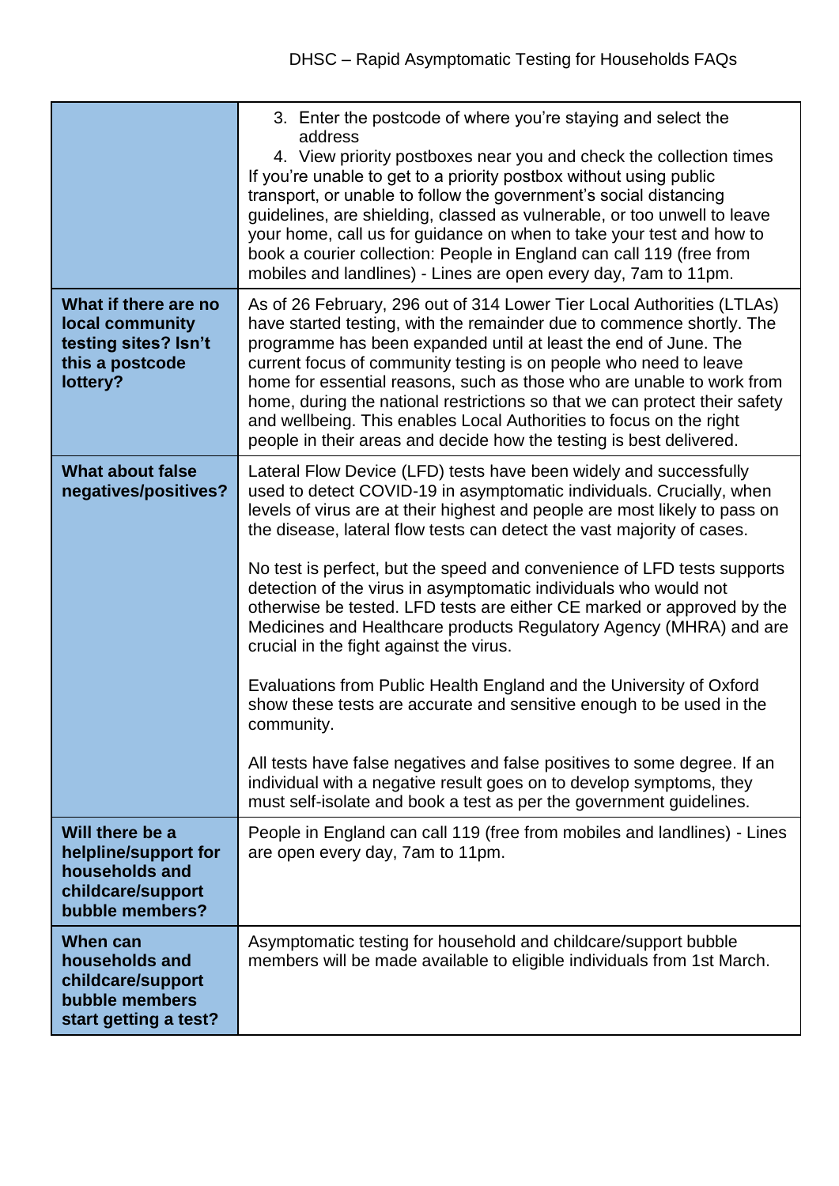| | |
|---|---|
| | 3. Enter the postcode of where you're staying and select the address<br>4. View priority postboxes near you and check the collection times<br>If you're unable to get to a priority postbox without using public transport, or unable to follow the government's social distancing guidelines, are shielding, classed as vulnerable, or too unwell to leave your home, call us for guidance on when to take your test and how to book a courier collection: People in England can call 119 (free from mobiles and landlines) - Lines are open every day, 7am to 11pm. |
| **What if there are no local community testing sites? Isn't this a postcode lottery?** | As of 26 February, 296 out of 314 Lower Tier Local Authorities (LTLAs) have started testing, with the remainder due to commence shortly. The programme has been expanded until at least the end of June. The current focus of community testing is on people who need to leave home for essential reasons, such as those who are unable to work from home, during the national restrictions so that we can protect their safety and wellbeing. This enables Local Authorities to focus on the right people in their areas and decide how the testing is best delivered. |
| **What about false negatives/positives?** | Lateral Flow Device (LFD) tests have been widely and successfully used to detect COVID-19 in asymptomatic individuals. Crucially, when levels of virus are at their highest and people are most likely to pass on the disease, lateral flow tests can detect the vast majority of cases.<br><br>No test is perfect, but the speed and convenience of LFD tests supports detection of the virus in asymptomatic individuals who would not otherwise be tested. LFD tests are either CE marked or approved by the Medicines and Healthcare products Regulatory Agency (MHRA) and are crucial in the fight against the virus.<br><br>Evaluations from Public Health England and the University of Oxford show these tests are accurate and sensitive enough to be used in the community.<br><br>All tests have false negatives and false positives to some degree. If an individual with a negative result goes on to develop symptoms, they must self-isolate and book a test as per the government guidelines. |
| **Will there be a helpline/support for households and childcare/support bubble members?** | People in England can call 119 (free from mobiles and landlines) - Lines are open every day, 7am to 11pm. |
| **When can households and childcare/support bubble members start getting a test?** | Asymptomatic testing for household and childcare/support bubble members will be made available to eligible individuals from 1st March. |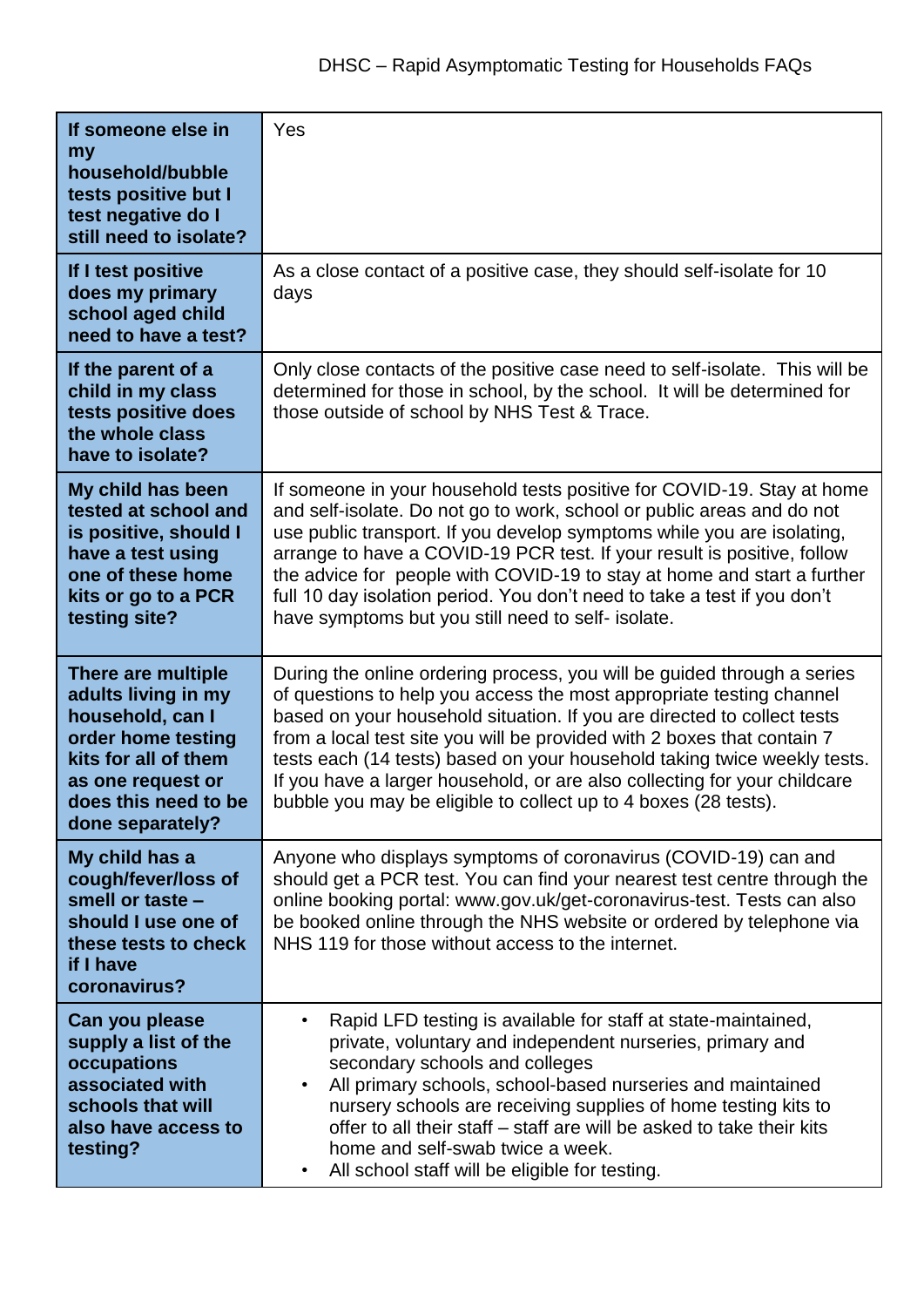| | |
|---|---|
| **If someone else in my household/bubble tests positive but I test negative do I still need to isolate?** | Yes |
| **If I test positive does my primary school aged child need to have a test?** | As a close contact of a positive case, they should self-isolate for 10 days |
| **If the parent of a child in my class tests positive does the whole class have to isolate?** | Only close contacts of the positive case need to self-isolate. This will be determined for those in school, by the school. It will be determined for those outside of school by NHS Test & Trace. |
| **My child has been tested at school and is positive, should I have a test using one of these home kits or go to a PCR testing site?** | If someone in your household tests positive for COVID-19. Stay at home and self-isolate. Do not go to work, school or public areas and do not use public transport. If you develop symptoms while you are isolating, arrange to have a COVID-19 PCR test. If your result is positive, follow the advice for people with COVID-19 to stay at home and start a further full 10 day isolation period. You don't need to take a test if you don't have symptoms but you still need to self- isolate. |
| **There are multiple adults living in my household, can I order home testing kits for all of them as one request or does this need to be done separately?** | During the online ordering process, you will be guided through a series of questions to help you access the most appropriate testing channel based on your household situation. If you are directed to collect tests from a local test site you will be provided with 2 boxes that contain 7 tests each (14 tests) based on your household taking twice weekly tests. If you have a larger household, or are also collecting for your childcare bubble you may be eligible to collect up to 4 boxes (28 tests). |
| **My child has a cough/fever/loss of smell or taste – should I use one of these tests to check if I have coronavirus?** | Anyone who displays symptoms of coronavirus (COVID-19) can and should get a PCR test. You can find your nearest test centre through the online booking portal: www.gov.uk/get-coronavirus-test. Tests can also be booked online through the NHS website or ordered by telephone via NHS 119 for those without access to the internet. |
| **Can you please supply a list of the occupations associated with schools that will also have access to testing?** | • Rapid LFD testing is available for staff at state-maintained, private, voluntary and independent nurseries, primary and secondary schools and colleges<br>• All primary schools, school-based nurseries and maintained nursery schools are receiving supplies of home testing kits to offer to all their staff – staff are will be asked to take their kits home and self-swab twice a week.<br>• All school staff will be eligible for testing. |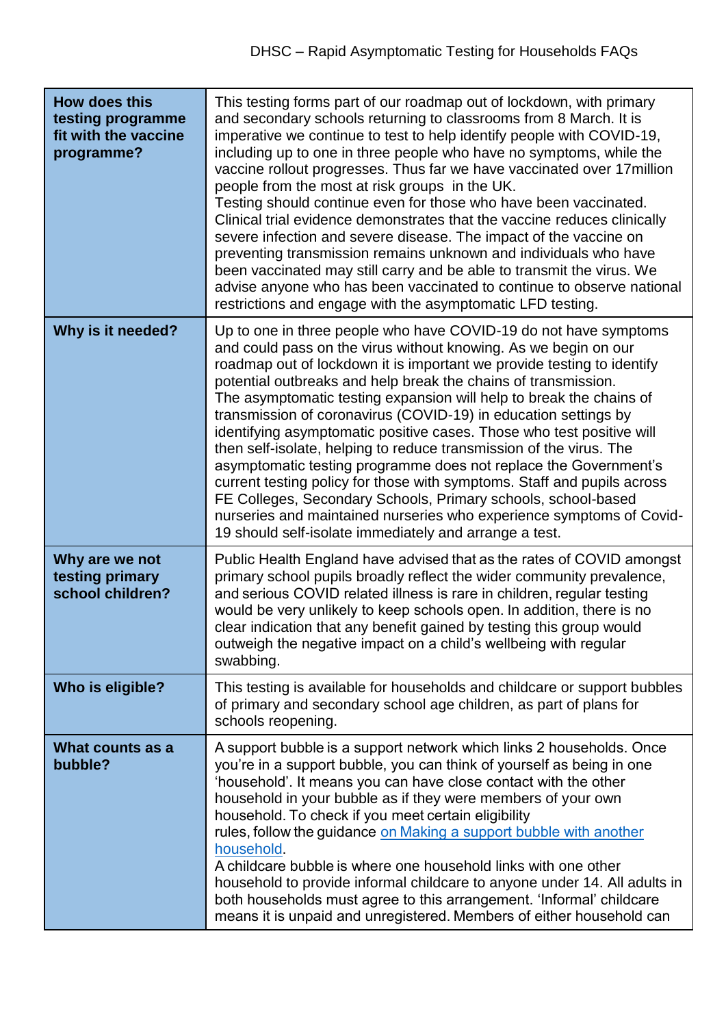| | |
|---|---|
| **How does this testing programme fit with the vaccine programme?** | This testing forms part of our roadmap out of lockdown, with primary and secondary schools returning to classrooms from 8 March. It is imperative we continue to test to help identify people with COVID-19, including up to one in three people who have no symptoms, while the vaccine rollout progresses. Thus far we have vaccinated over 17million people from the most at risk groups in the UK.<br>Testing should continue even for those who have been vaccinated. Clinical trial evidence demonstrates that the vaccine reduces clinically severe infection and severe disease. The impact of the vaccine on preventing transmission remains unknown and individuals who have been vaccinated may still carry and be able to transmit the virus. We advise anyone who has been vaccinated to continue to observe national restrictions and engage with the asymptomatic LFD testing. |
| **Why is it needed?** | Up to one in three people who have COVID-19 do not have symptoms and could pass on the virus without knowing. As we begin on our roadmap out of lockdown it is important we provide testing to identify potential outbreaks and help break the chains of transmission.<br>The asymptomatic testing expansion will help to break the chains of transmission of coronavirus (COVID-19) in education settings by identifying asymptomatic positive cases. Those who test positive will then self-isolate, helping to reduce transmission of the virus. The asymptomatic testing programme does not replace the Government's current testing policy for those with symptoms. Staff and pupils across FE Colleges, Secondary Schools, Primary schools, school-based nurseries and maintained nurseries who experience symptoms of Covid-19 should self-isolate immediately and arrange a test. |
| **Why are we not testing primary school children?** | Public Health England have advised that as the rates of COVID amongst primary school pupils broadly reflect the wider community prevalence, and serious COVID related illness is rare in children, regular testing would be very unlikely to keep schools open. In addition, there is no clear indication that any benefit gained by testing this group would outweigh the negative impact on a child's wellbeing with regular swabbing. |
| **Who is eligible?** | This testing is available for households and childcare or support bubbles of primary and secondary school age children, as part of plans for schools reopening. |
| **What counts as a bubble?** | A support bubble is a support network which links 2 households. Once you're in a support bubble, you can think of yourself as being in one 'household'. It means you can have close contact with the other household in your bubble as if they were members of your own household. To check if you meet certain eligibility rules, follow the guidance on Making a support bubble with another household.<br>A childcare bubble is where one household links with one other household to provide informal childcare to anyone under 14. All adults in both households must agree to this arrangement. 'Informal' childcare means it is unpaid and unregistered. Members of either household can |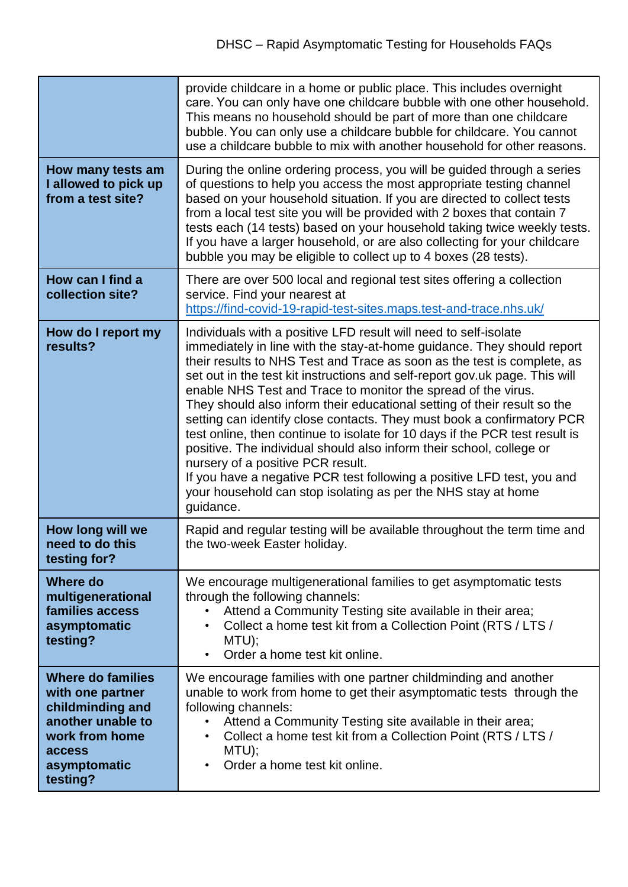| | |
|---|---|
| | provide childcare in a home or public place. This includes overnight care. You can only have one childcare bubble with one other household. This means no household should be part of more than one childcare bubble. You can only use a childcare bubble for childcare. You cannot use a childcare bubble to mix with another household for other reasons. |
| **How many tests am I allowed to pick up from a test site?** | During the online ordering process, you will be guided through a series of questions to help you access the most appropriate testing channel based on your household situation. If you are directed to collect tests from a local test site you will be provided with 2 boxes that contain 7 tests each (14 tests) based on your household taking twice weekly tests. If you have a larger household, or are also collecting for your childcare bubble you may be eligible to collect up to 4 boxes (28 tests). |
| **How can I find a collection site?** | There are over 500 local and regional test sites offering a collection service. Find your nearest at https://find-covid-19-rapid-test-sites.maps.test-and-trace.nhs.uk/ |
| **How do I report my results?** | Individuals with a positive LFD result will need to self-isolate immediately in line with the stay-at-home guidance. They should report their results to NHS Test and Trace as soon as the test is complete, as set out in the test kit instructions and self-report gov.uk page. This will enable NHS Test and Trace to monitor the spread of the virus. They should also inform their educational setting of their result so the setting can identify close contacts. They must book a confirmatory PCR test online, then continue to isolate for 10 days if the PCR test result is positive. The individual should also inform their school, college or nursery of a positive PCR result.<br>If you have a negative PCR test following a positive LFD test, you and your household can stop isolating as per the NHS stay at home guidance. |
| **How long will we need to do this testing for?** | Rapid and regular testing will be available throughout the term time and the two-week Easter holiday. |
| **Where do multigenerational families access asymptomatic testing?** | We encourage multigenerational families to get asymptomatic tests through the following channels:<br>• Attend a Community Testing site available in their area;<br>• Collect a home test kit from a Collection Point (RTS / LTS / MTU);<br>• Order a home test kit online. |
| **Where do families with one partner childminding and another unable to work from home access asymptomatic testing?** | We encourage families with one partner childminding and another unable to work from home to get their asymptomatic tests through the following channels:<br>• Attend a Community Testing site available in their area;<br>• Collect a home test kit from a Collection Point (RTS / LTS / MTU);<br>• Order a home test kit online. |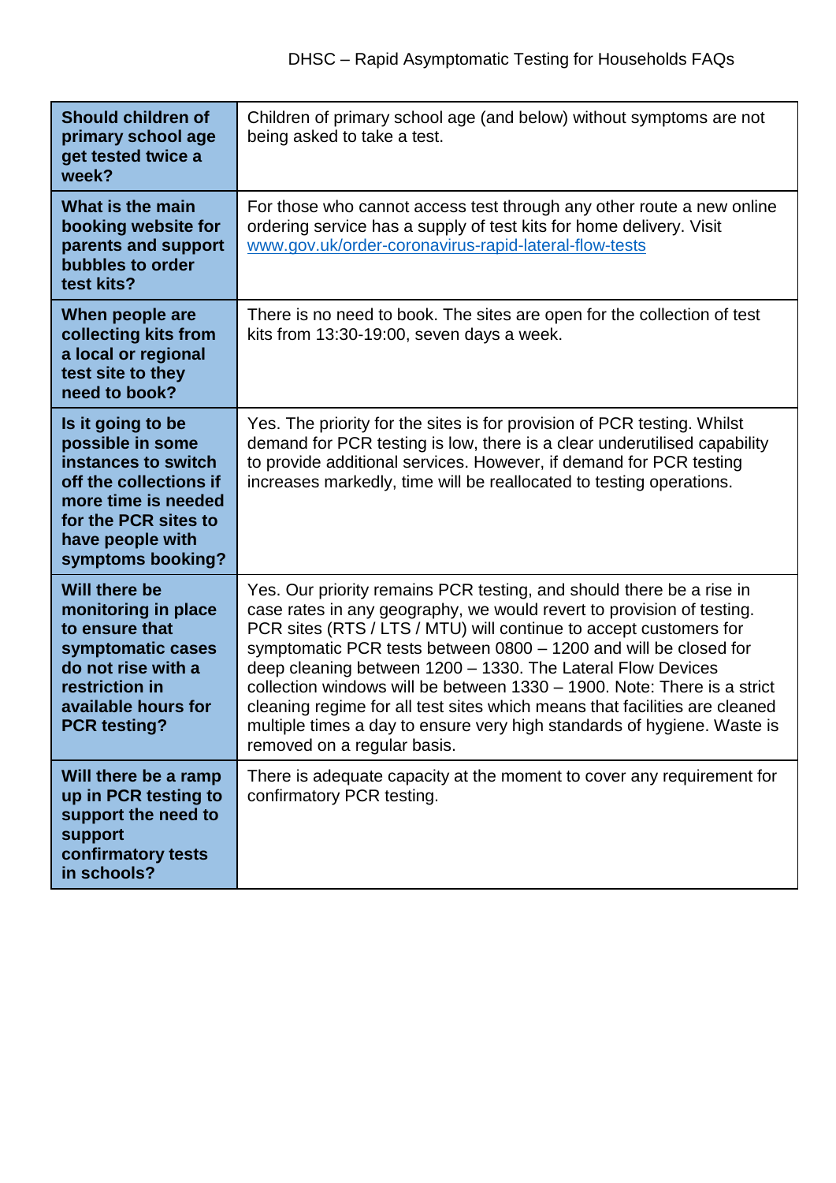| | |
|---|---|
| **Should children of primary school age get tested twice a week?** | Children of primary school age (and below) without symptoms are not being asked to take a test. |
| **What is the main booking website for parents and support bubbles to order test kits?** | For those who cannot access test through any other route a new online ordering service has a supply of test kits for home delivery. Visit [www.gov.uk/order-coronavirus-rapid-lateral-flow-tests](www.gov.uk/order-coronavirus-rapid-lateral-flow-tests) |
| **When people are collecting kits from a local or regional test site to they need to book?** | There is no need to book. The sites are open for the collection of test kits from 13:30-19:00, seven days a week. |
| **Is it going to be possible in some instances to switch off the collections if more time is needed for the PCR sites to have people with symptoms booking?** | Yes. The priority for the sites is for provision of PCR testing. Whilst demand for PCR testing is low, there is a clear underutilised capability to provide additional services. However, if demand for PCR testing increases markedly, time will be reallocated to testing operations. |
| **Will there be monitoring in place to ensure that symptomatic cases do not rise with a restriction in available hours for PCR testing?** | Yes. Our priority remains PCR testing, and should there be a rise in case rates in any geography, we would revert to provision of testing. PCR sites (RTS / LTS / MTU) will continue to accept customers for symptomatic PCR tests between 0800 – 1200 and will be closed for deep cleaning between 1200 – 1330. The Lateral Flow Devices collection windows will be between 1330 – 1900. Note: There is a strict cleaning regime for all test sites which means that facilities are cleaned multiple times a day to ensure very high standards of hygiene. Waste is removed on a regular basis. |
| **Will there be a ramp up in PCR testing to support the need to support confirmatory tests in schools?** | There is adequate capacity at the moment to cover any requirement for confirmatory PCR testing. |